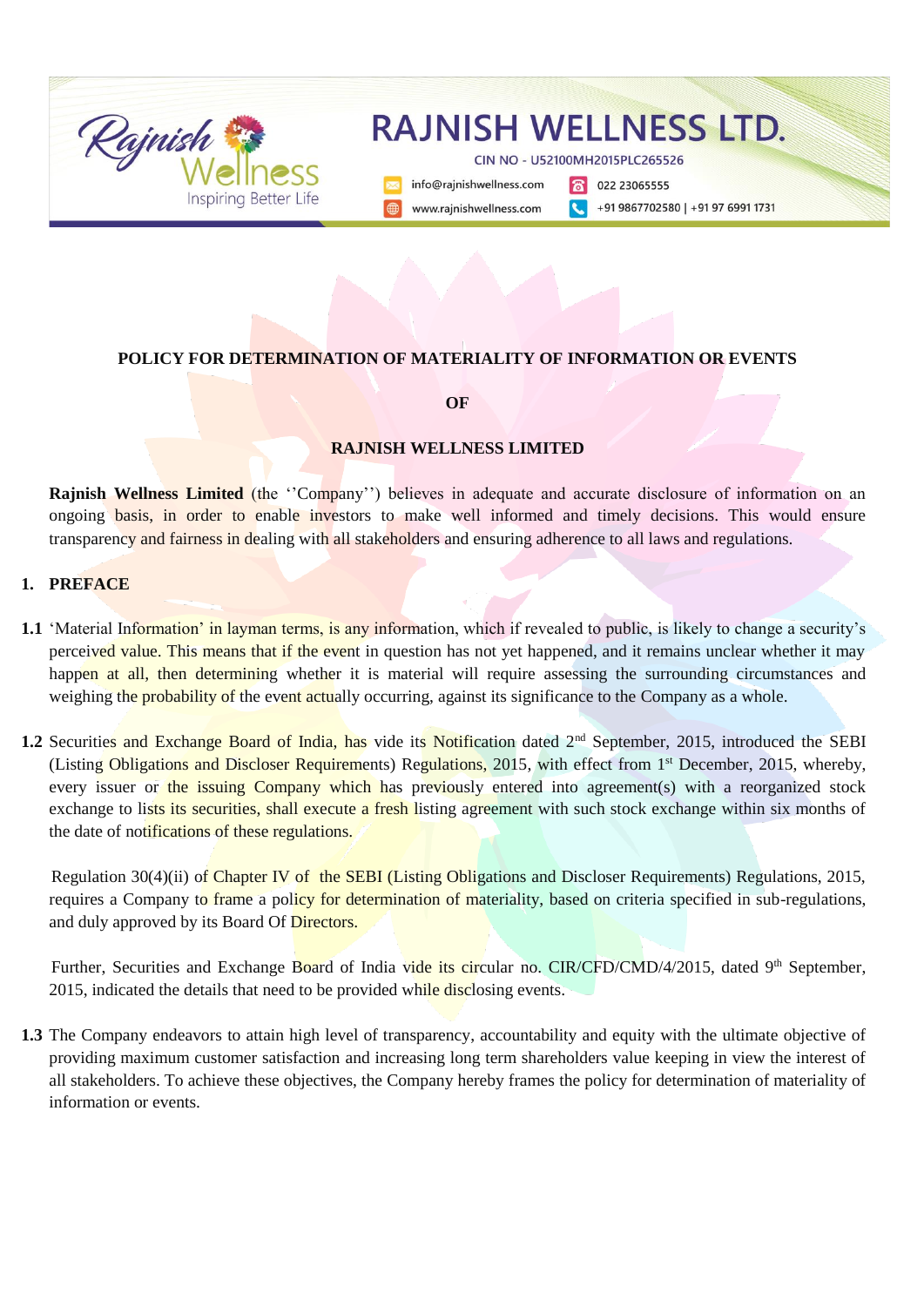# POLICY FOR DETERMINATION OF MATERIALITY OF INFORMATION OR EVENTS

# OF

# RAJNISH WELLNESS LIMITED

**Rajnish Wellness Limited** (the ''Company'') believes in adequate and accurate disclosure of information on an ongoing basis, in order to enable investors to make well informed and timely decisions. This would ensure transparency and fairness in dealing with all stakeholders and ensuring adherence to all laws and regulations.

## 1. PREFACE

**1.1** 'Material Information' in layman terms, is any information, which if revealed to public, is likely to change a security's perceived value. This means that if the event in question has not yet happened, and it remains unclear whether it may happen at all, then determining whether it is material will require assessing the surrounding circumstances and weighing the probability of the event actually occurring, against its significance to the Company as a whole.

**1.2** Securities and Exchange Board of India, has vide its Notification dated 2nd September, 2015, introduced the SEBI (Listing Obligations and Discloser Requirements) Regulations, 2015, with effect from 1st December, 2015, whereby, every issuer or the issuing Company which has previously entered into agreement(s) with a reorganized stock exchange to lists its securities, shall execute a fresh listing agreement with such stock exchange within six months of the date of notifications of these regulations.

Regulation 30(4)(ii) of Chapter IV of the SEBI (Listing Obligations and Discloser Requirements) Regulations, 2015, requires a Company to frame a policy for determination of materiality, based on criteria specified in sub-regulations, and duly approved by its Board Of Directors.

Further, Securities and Exchange Board of India vide its circular no. CIR/CFD/CMD/4/2015, dated 9th September, 2015, indicated the details that need to be provided while disclosing events.

**1.3** The Company endeavors to attain high level of transparency, accountability and equity with the ultimate objective of providing maximum customer satisfaction and increasing long term shareholders value keeping in view the interest of all stakeholders. To achieve these objectives, the Company hereby frames the policy for determination of materiality of information or events.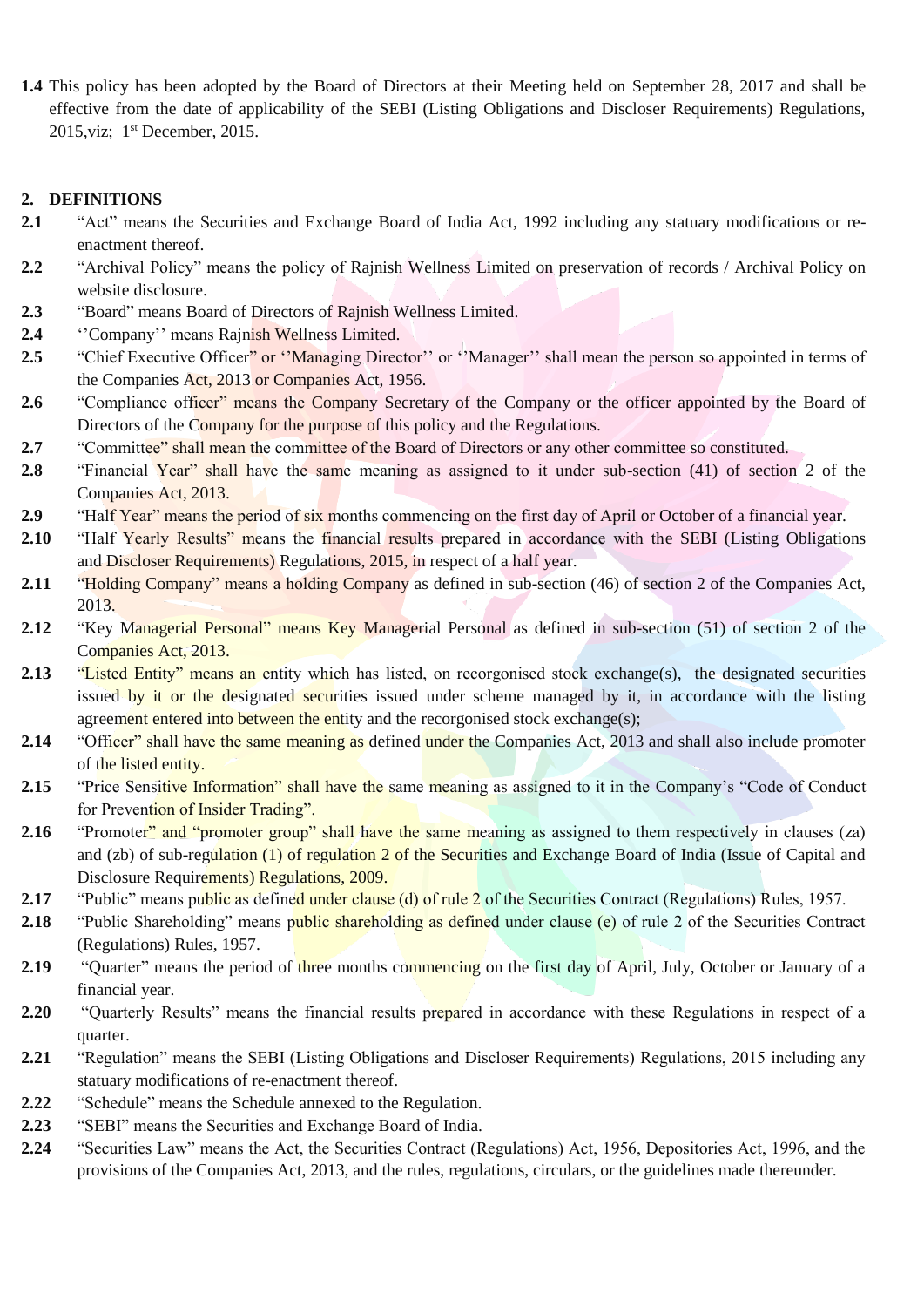**1.4** This policy has been adopted by the Board of Directors at their Meeting held on September 28, 2017 and shall be effective from the date of applicability of the SEBI (Listing Obligations and Discloser Requirements) Regulations, 2015,viz; 1st December, 2015.

## 2. DEFINITIONS

**2.1** "Act" means the Securities and Exchange Board of India Act, 1992 including any statuary modifications or re-enactment thereof.

**2.2** "Archival Policy" means the policy of Rajnish Wellness Limited on preservation of records / Archival Policy on website disclosure.

**2.3** "Board" means Board of Directors of Rajnish Wellness Limited.

**2.4** ''Company'' means Rajnish Wellness Limited.

**2.5** "Chief Executive Officer" or ''Managing Director'' or ''Manager'' shall mean the person so appointed in terms of the Companies Act, 2013 or Companies Act, 1956.

**2.6** "Compliance officer" means the Company Secretary of the Company or the officer appointed by the Board of Directors of the Company for the purpose of this policy and the Regulations.

**2.7** "Committee" shall mean the committee of the Board of Directors or any other committee so constituted.

**2.8** "Financial Year" shall have the same meaning as assigned to it under sub-section (41) of section 2 of the Companies Act, 2013.

**2.9** "Half Year" means the period of six months commencing on the first day of April or October of a financial year.

**2.10** "Half Yearly Results" means the financial results prepared in accordance with the SEBI (Listing Obligations and Discloser Requirements) Regulations, 2015, in respect of a half year.

**2.11** "Holding Company" means a holding Company as defined in sub-section (46) of section 2 of the Companies Act, 2013.

**2.12** "Key Managerial Personal" means Key Managerial Personal as defined in sub-section (51) of section 2 of the Companies Act, 2013.

**2.13** "Listed Entity" means an entity which has listed, on recorgonised stock exchange(s), the designated securities issued by it or the designated securities issued under scheme managed by it, in accordance with the listing agreement entered into between the entity and the recorgonised stock exchange(s);

**2.14** "Officer" shall have the same meaning as defined under the Companies Act, 2013 and shall also include promoter of the listed entity.

**2.15** "Price Sensitive Information" shall have the same meaning as assigned to it in the Company's "Code of Conduct for Prevention of Insider Trading".

**2.16** "Promoter" and "promoter group" shall have the same meaning as assigned to them respectively in clauses (za) and (zb) of sub-regulation (1) of regulation 2 of the Securities and Exchange Board of India (Issue of Capital and Disclosure Requirements) Regulations, 2009.

**2.17** "Public" means public as defined under clause (d) of rule 2 of the Securities Contract (Regulations) Rules, 1957.

**2.18** "Public Shareholding" means public shareholding as defined under clause (e) of rule 2 of the Securities Contract (Regulations) Rules, 1957.

**2.19** "Quarter" means the period of three months commencing on the first day of April, July, October or January of a financial year.

**2.20** "Quarterly Results" means the financial results prepared in accordance with these Regulations in respect of a quarter.

**2.21** "Regulation" means the SEBI (Listing Obligations and Discloser Requirements) Regulations, 2015 including any statuary modifications of re-enactment thereof.

**2.22** "Schedule" means the Schedule annexed to the Regulation.

**2.23** "SEBI" means the Securities and Exchange Board of India.

**2.24** "Securities Law" means the Act, the Securities Contract (Regulations) Act, 1956, Depositories Act, 1996, and the provisions of the Companies Act, 2013, and the rules, regulations, circulars, or the guidelines made thereunder.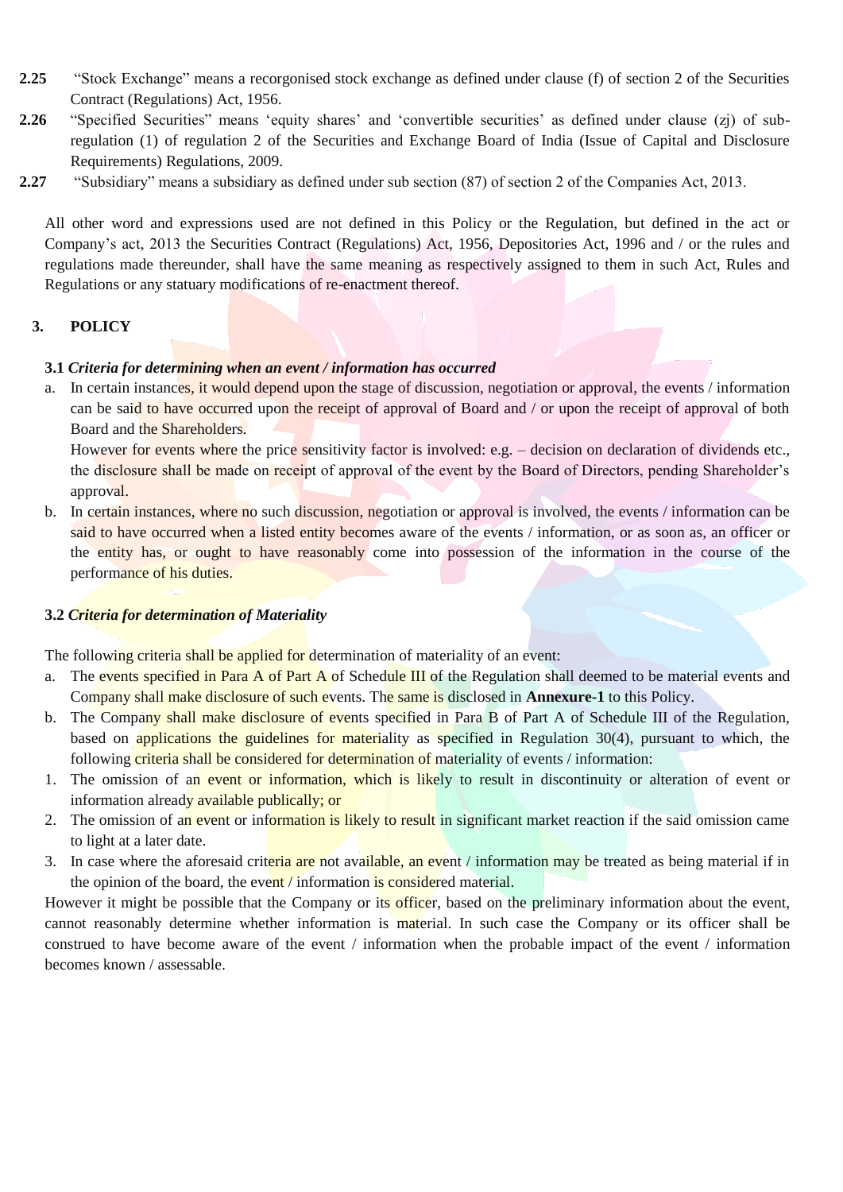**2.25** "Stock Exchange" means a recorgonised stock exchange as defined under clause (f) of section 2 of the Securities Contract (Regulations) Act, 1956.

**2.26** "Specified Securities" means 'equity shares' and 'convertible securities' as defined under clause (zj) of sub-regulation (1) of regulation 2 of the Securities and Exchange Board of India (Issue of Capital and Disclosure Requirements) Regulations, 2009.

**2.27** "Subsidiary" means a subsidiary as defined under sub section (87) of section 2 of the Companies Act, 2013.

All other word and expressions used are not defined in this Policy or the Regulation, but defined in the act or Company's act, 2013 the Securities Contract (Regulations) Act, 1956, Depositories Act, 1996 and / or the rules and regulations made thereunder, shall have the same meaning as respectively assigned to them in such Act, Rules and Regulations or any statuary modifications of re-enactment thereof.

## 3. POLICY

### 3.1 *Criteria for determining when an event / information has occurred*

a. In certain instances, it would depend upon the stage of discussion, negotiation or approval, the events / information can be said to have occurred upon the receipt of approval of Board and / or upon the receipt of approval of both Board and the Shareholders.
   However for events where the price sensitivity factor is involved: e.g. – decision on declaration of dividends etc., the disclosure shall be made on receipt of approval of the event by the Board of Directors, pending Shareholder's approval.

b. In certain instances, where no such discussion, negotiation or approval is involved, the events / information can be said to have occurred when a listed entity becomes aware of the events / information, or as soon as, an officer or the entity has, or ought to have reasonably come into possession of the information in the course of the performance of his duties.

### 3.2 *Criteria for determination of Materiality*

The following criteria shall be applied for determination of materiality of an event:

a. The events specified in Para A of Part A of Schedule III of the Regulation shall deemed to be material events and Company shall make disclosure of such events. The same is disclosed in **Annexure-1** to this Policy.

b. The Company shall make disclosure of events specified in Para B of Part A of Schedule III of the Regulation, based on applications the guidelines for materiality as specified in Regulation 30(4), pursuant to which, the following criteria shall be considered for determination of materiality of events / information:

1. The omission of an event or information, which is likely to result in discontinuity or alteration of event or information already available publically; or
2. The omission of an event or information is likely to result in significant market reaction if the said omission came to light at a later date.
3. In case where the aforesaid criteria are not available, an event / information may be treated as being material if in the opinion of the board, the event / information is considered material.

However it might be possible that the Company or its officer, based on the preliminary information about the event, cannot reasonably determine whether information is material. In such case the Company or its officer shall be construed to have become aware of the event / information when the probable impact of the event / information becomes known / assessable.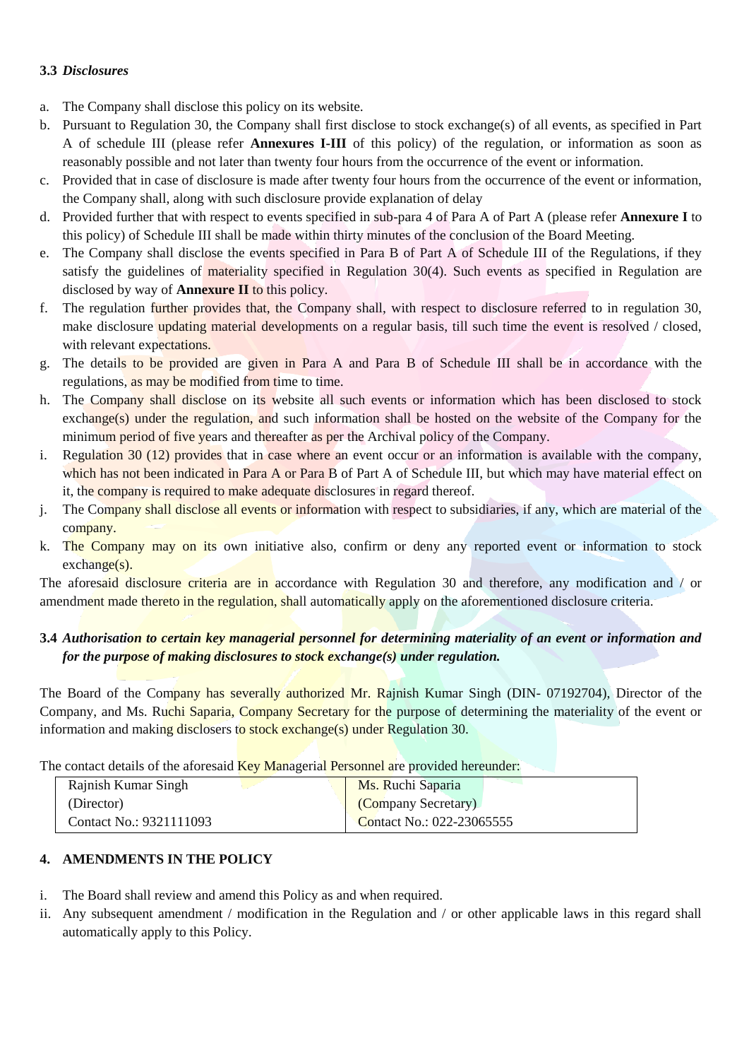### 3.3 *Disclosures*

a. The Company shall disclose this policy on its website.
b. Pursuant to Regulation 30, the Company shall first disclose to stock exchange(s) of all events, as specified in Part A of schedule III (please refer **Annexures I-III** of this policy) of the regulation, or information as soon as reasonably possible and not later than twenty four hours from the occurrence of the event or information.
c. Provided that in case of disclosure is made after twenty four hours from the occurrence of the event or information, the Company shall, along with such disclosure provide explanation of delay
d. Provided further that with respect to events specified in sub-para 4 of Para A of Part A (please refer **Annexure I** to this policy) of Schedule III shall be made within thirty minutes of the conclusion of the Board Meeting.
e. The Company shall disclose the events specified in Para B of Part A of Schedule III of the Regulations, if they satisfy the guidelines of materiality specified in Regulation 30(4). Such events as specified in Regulation are disclosed by way of **Annexure II** to this policy.
f. The regulation further provides that, the Company shall, with respect to disclosure referred to in regulation 30, make disclosure updating material developments on a regular basis, till such time the event is resolved / closed, with relevant expectations.
g. The details to be provided are given in Para A and Para B of Schedule III shall be in accordance with the regulations, as may be modified from time to time.
h. The Company shall disclose on its website all such events or information which has been disclosed to stock exchange(s) under the regulation, and such information shall be hosted on the website of the Company for the minimum period of five years and thereafter as per the Archival policy of the Company.
i. Regulation 30 (12) provides that in case where an event occur or an information is available with the company, which has not been indicated in Para A or Para B of Part A of Schedule III, but which may have material effect on it, the company is required to make adequate disclosures in regard thereof.
j. The Company shall disclose all events or information with respect to subsidiaries, if any, which are material of the company.
k. The Company may on its own initiative also, confirm or deny any reported event or information to stock exchange(s).

The aforesaid disclosure criteria are in accordance with Regulation 30 and therefore, any modification and / or amendment made thereto in the regulation, shall automatically apply on the aforementioned disclosure criteria.

### 3.4 *Authorisation to certain key managerial personnel for determining materiality of an event or information and for the purpose of making disclosures to stock exchange(s) under regulation.*

The Board of the Company has severally authorized Mr. Rajnish Kumar Singh (DIN- 07192704), Director of the Company, and Ms. Ruchi Saparia, Company Secretary for the purpose of determining the materiality of the event or information and making disclosers to stock exchange(s) under Regulation 30.

The contact details of the aforesaid Key Managerial Personnel are provided hereunder:

| Rajnish Kumar Singh<br>(Director)<br>Contact No.: 9321111093 | Ms. Ruchi Saparia<br>(Company Secretary)<br>Contact No.: 022-23065555 |
|---|---|

## 4. AMENDMENTS IN THE POLICY

i. The Board shall review and amend this Policy as and when required.
ii. Any subsequent amendment / modification in the Regulation and / or other applicable laws in this regard shall automatically apply to this Policy.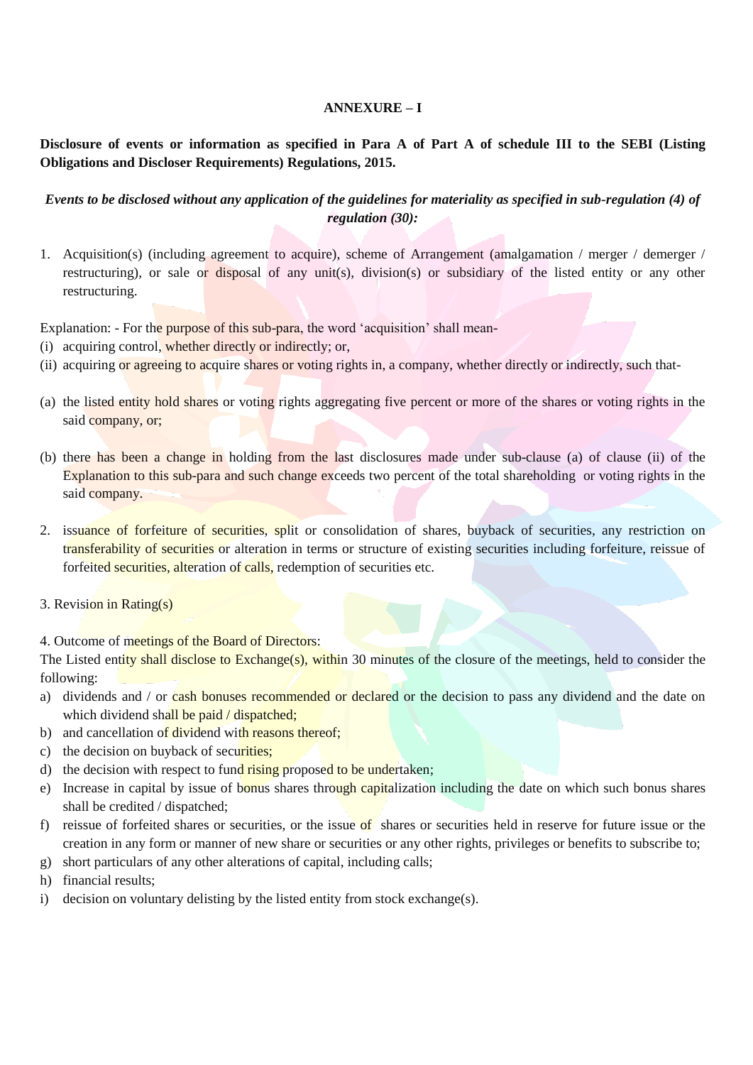**ANNEXURE – I**

**Disclosure of events or information as specified in Para A of Part A of schedule III to the SEBI (Listing Obligations and Discloser Requirements) Regulations, 2015.**

***Events to be disclosed without any application of the guidelines for materiality as specified in sub-regulation (4) of regulation (30):***

1. Acquisition(s) (including agreement to acquire), scheme of Arrangement (amalgamation / merger / demerger / restructuring), or sale or disposal of any unit(s), division(s) or subsidiary of the listed entity or any other restructuring.

Explanation: - For the purpose of this sub-para, the word 'acquisition' shall mean-

(i) acquiring control, whether directly or indirectly; or,

(ii) acquiring or agreeing to acquire shares or voting rights in, a company, whether directly or indirectly, such that-

(a) the listed entity hold shares or voting rights aggregating five percent or more of the shares or voting rights in the said company, or;

(b) there has been a change in holding from the last disclosures made under sub-clause (a) of clause (ii) of the Explanation to this sub-para and such change exceeds two percent of the total shareholding or voting rights in the said company.

2. issuance of forfeiture of securities, split or consolidation of shares, buyback of securities, any restriction on transferability of securities or alteration in terms or structure of existing securities including forfeiture, reissue of forfeited securities, alteration of calls, redemption of securities etc.

3. Revision in Rating(s)

4. Outcome of meetings of the Board of Directors:

The Listed entity shall disclose to Exchange(s), within 30 minutes of the closure of the meetings, held to consider the following:

a) dividends and / or cash bonuses recommended or declared or the decision to pass any dividend and the date on which dividend shall be paid / dispatched;
b) and cancellation of dividend with reasons thereof;
c) the decision on buyback of securities;
d) the decision with respect to fund rising proposed to be undertaken;
e) Increase in capital by issue of bonus shares through capitalization including the date on which such bonus shares shall be credited / dispatched;
f) reissue of forfeited shares or securities, or the issue of shares or securities held in reserve for future issue or the creation in any form or manner of new share or securities or any other rights, privileges or benefits to subscribe to;
g) short particulars of any other alterations of capital, including calls;
h) financial results;
i) decision on voluntary delisting by the listed entity from stock exchange(s).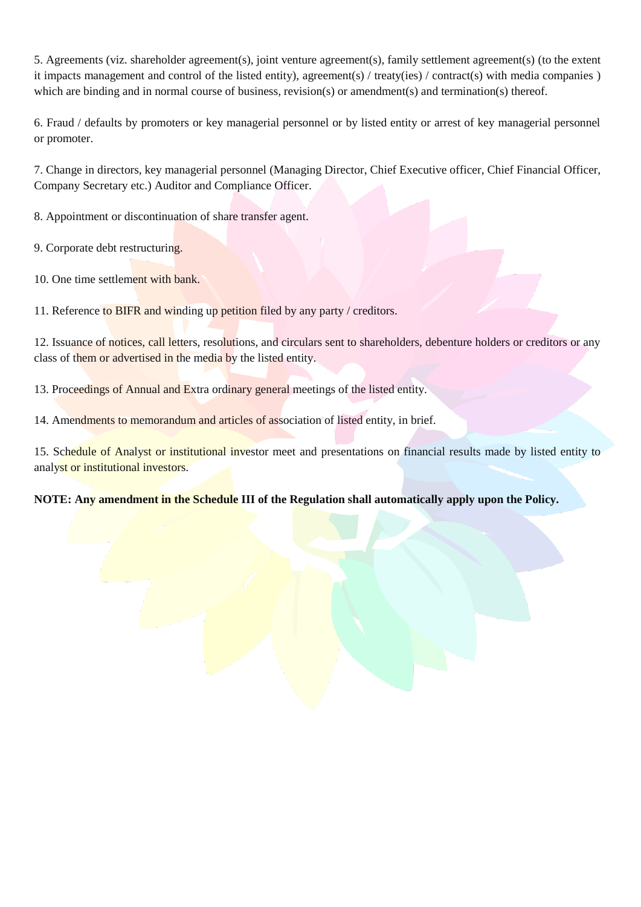5. Agreements (viz. shareholder agreement(s), joint venture agreement(s), family settlement agreement(s) (to the extent it impacts management and control of the listed entity), agreement(s) / treaty(ies) / contract(s) with media companies ) which are binding and in normal course of business, revision(s) or amendment(s) and termination(s) thereof.

6. Fraud / defaults by promoters or key managerial personnel or by listed entity or arrest of key managerial personnel or promoter.

7. Change in directors, key managerial personnel (Managing Director, Chief Executive officer, Chief Financial Officer, Company Secretary etc.) Auditor and Compliance Officer.

8. Appointment or discontinuation of share transfer agent.

9. Corporate debt restructuring.

10. One time settlement with bank.

11. Reference to BIFR and winding up petition filed by any party / creditors.

12. Issuance of notices, call letters, resolutions, and circulars sent to shareholders, debenture holders or creditors or any class of them or advertised in the media by the listed entity.

13. Proceedings of Annual and Extra ordinary general meetings of the listed entity.

14. Amendments to memorandum and articles of association of listed entity, in brief.

15. Schedule of Analyst or institutional investor meet and presentations on financial results made by listed entity to analyst or institutional investors.

**NOTE: Any amendment in the Schedule III of the Regulation shall automatically apply upon the Policy.**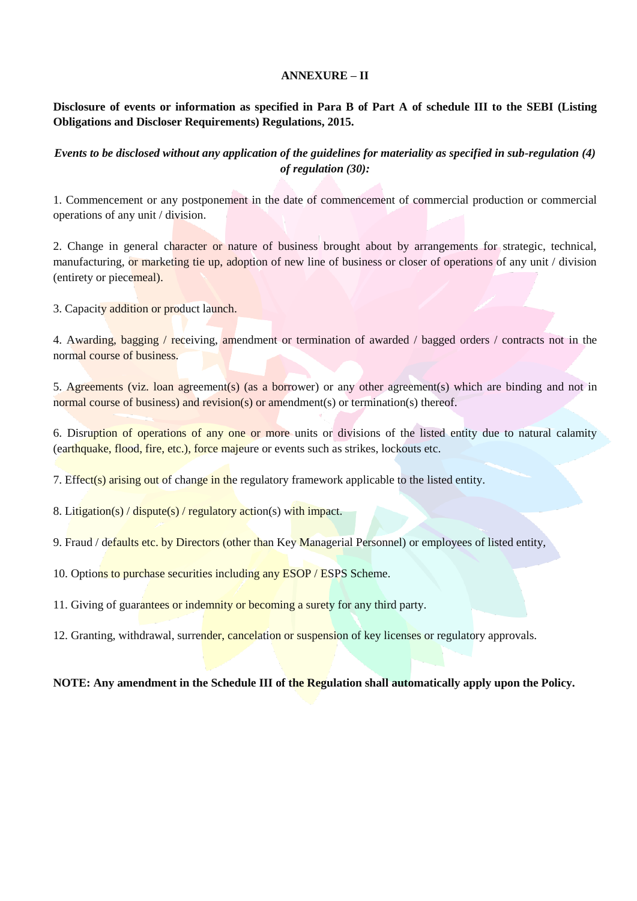**ANNEXURE – II**

**Disclosure of events or information as specified in Para B of Part A of schedule III to the SEBI (Listing Obligations and Discloser Requirements) Regulations, 2015.**

***Events to be disclosed without any application of the guidelines for materiality as specified in sub-regulation (4) of regulation (30):***

1. Commencement or any postponement in the date of commencement of commercial production or commercial operations of any unit / division.

2. Change in general character or nature of business brought about by arrangements for strategic, technical, manufacturing, or marketing tie up, adoption of new line of business or closer of operations of any unit / division (entirety or piecemeal).

3. Capacity addition or product launch.

4. Awarding, bagging / receiving, amendment or termination of awarded / bagged orders / contracts not in the normal course of business.

5. Agreements (viz. loan agreement(s) (as a borrower) or any other agreement(s) which are binding and not in normal course of business) and revision(s) or amendment(s) or termination(s) thereof.

6. Disruption of operations of any one or more units or divisions of the listed entity due to natural calamity (earthquake, flood, fire, etc.), force majeure or events such as strikes, lockouts etc.

7. Effect(s) arising out of change in the regulatory framework applicable to the listed entity.

8. Litigation(s) / dispute(s) / regulatory action(s) with impact.

9. Fraud / defaults etc. by Directors (other than Key Managerial Personnel) or employees of listed entity,

10. Options to purchase securities including any ESOP / ESPS Scheme.

11. Giving of guarantees or indemnity or becoming a surety for any third party.

12. Granting, withdrawal, surrender, cancelation or suspension of key licenses or regulatory approvals.

**NOTE: Any amendment in the Schedule III of the Regulation shall automatically apply upon the Policy.**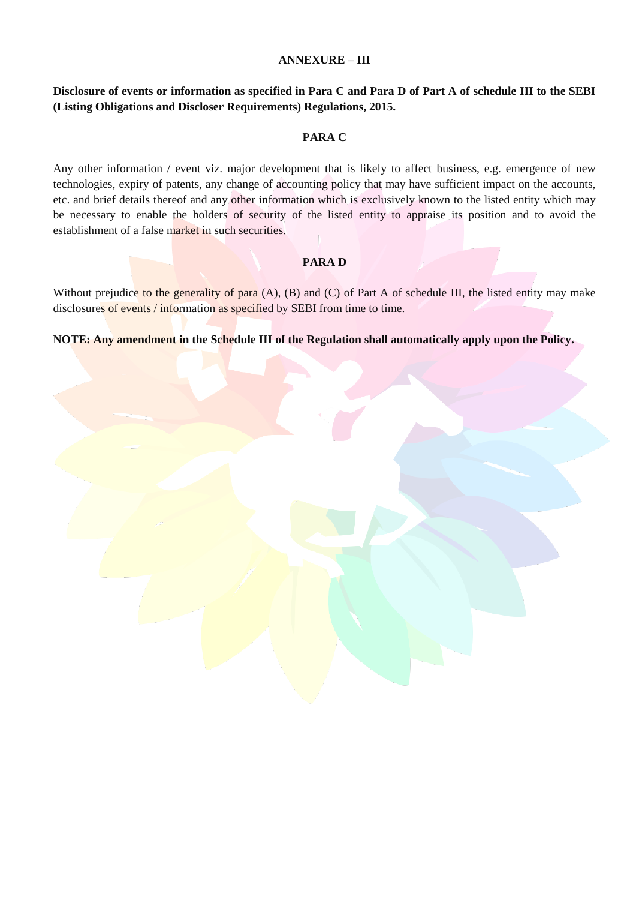# ANNEXURE – III

**Disclosure of events or information as specified in Para C and Para D of Part A of schedule III to the SEBI (Listing Obligations and Discloser Requirements) Regulations, 2015.**

## PARA C

Any other information / event viz. major development that is likely to affect business, e.g. emergence of new technologies, expiry of patents, any change of accounting policy that may have sufficient impact on the accounts, etc. and brief details thereof and any other information which is exclusively known to the listed entity which may be necessary to enable the holders of security of the listed entity to appraise its position and to avoid the establishment of a false market in such securities.

## PARA D

Without prejudice to the generality of para (A), (B) and (C) of Part A of schedule III, the listed entity may make disclosures of events / information as specified by SEBI from time to time.

**NOTE: Any amendment in the Schedule III of the Regulation shall automatically apply upon the Policy.**